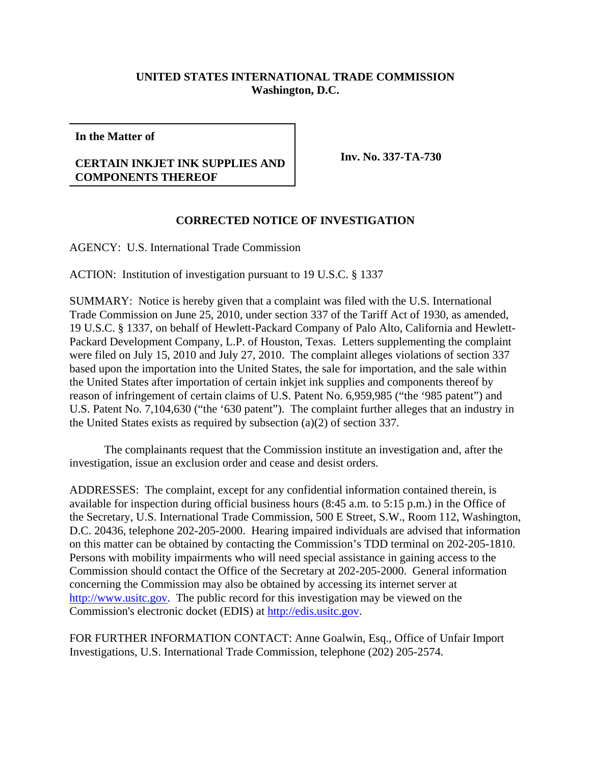**UNITED STATES INTERNATIONAL TRADE COMMISSION**
**Washington, D.C.**

| **In the Matter of**<br><br>**CERTAIN INKJET INK SUPPLIES AND COMPONENTS THEREOF** | **Inv. No. 337-TA-730** |
|---|---|

## CORRECTED NOTICE OF INVESTIGATION

AGENCY: U.S. International Trade Commission

ACTION: Institution of investigation pursuant to 19 U.S.C. § 1337

SUMMARY: Notice is hereby given that a complaint was filed with the U.S. International Trade Commission on June 25, 2010, under section 337 of the Tariff Act of 1930, as amended, 19 U.S.C. § 1337, on behalf of Hewlett-Packard Company of Palo Alto, California and Hewlett-Packard Development Company, L.P. of Houston, Texas. Letters supplementing the complaint were filed on July 15, 2010 and July 27, 2010. The complaint alleges violations of section 337 based upon the importation into the United States, the sale for importation, and the sale within the United States after importation of certain inkjet ink supplies and components thereof by reason of infringement of certain claims of U.S. Patent No. 6,959,985 ("the '985 patent") and U.S. Patent No. 7,104,630 ("the '630 patent"). The complaint further alleges that an industry in the United States exists as required by subsection (a)(2) of section 337.

The complainants request that the Commission institute an investigation and, after the investigation, issue an exclusion order and cease and desist orders.

ADDRESSES: The complaint, except for any confidential information contained therein, is available for inspection during official business hours (8:45 a.m. to 5:15 p.m.) in the Office of the Secretary, U.S. International Trade Commission, 500 E Street, S.W., Room 112, Washington, D.C. 20436, telephone 202-205-2000. Hearing impaired individuals are advised that information on this matter can be obtained by contacting the Commission's TDD terminal on 202-205-1810. Persons with mobility impairments who will need special assistance in gaining access to the Commission should contact the Office of the Secretary at 202-205-2000. General information concerning the Commission may also be obtained by accessing its internet server at http://www.usitc.gov. The public record for this investigation may be viewed on the Commission's electronic docket (EDIS) at http://edis.usitc.gov.

FOR FURTHER INFORMATION CONTACT: Anne Goalwin, Esq., Office of Unfair Import Investigations, U.S. International Trade Commission, telephone (202) 205-2574.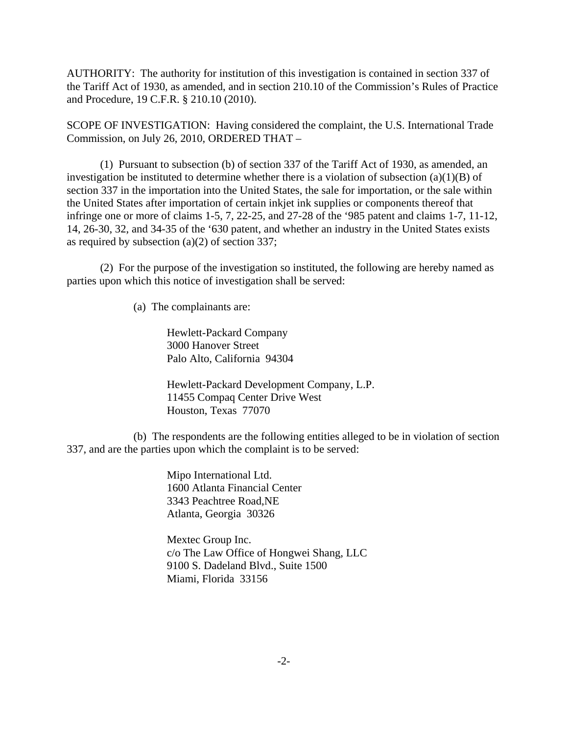AUTHORITY: The authority for institution of this investigation is contained in section 337 of the Tariff Act of 1930, as amended, and in section 210.10 of the Commission's Rules of Practice and Procedure, 19 C.F.R. § 210.10 (2010).

SCOPE OF INVESTIGATION: Having considered the complaint, the U.S. International Trade Commission, on July 26, 2010, ORDERED THAT –

(1) Pursuant to subsection (b) of section 337 of the Tariff Act of 1930, as amended, an investigation be instituted to determine whether there is a violation of subsection (a)(1)(B) of section 337 in the importation into the United States, the sale for importation, or the sale within the United States after importation of certain inkjet ink supplies or components thereof that infringe one or more of claims 1-5, 7, 22-25, and 27-28 of the '985 patent and claims 1-7, 11-12, 14, 26-30, 32, and 34-35 of the '630 patent, and whether an industry in the United States exists as required by subsection (a)(2) of section 337;

(2) For the purpose of the investigation so instituted, the following are hereby named as parties upon which this notice of investigation shall be served:

(a) The complainants are:

Hewlett-Packard Company
3000 Hanover Street
Palo Alto, California 94304

Hewlett-Packard Development Company, L.P.
11455 Compaq Center Drive West
Houston, Texas 77070

(b) The respondents are the following entities alleged to be in violation of section 337, and are the parties upon which the complaint is to be served:

Mipo International Ltd.
1600 Atlanta Financial Center
3343 Peachtree Road,NE
Atlanta, Georgia 30326

Mextec Group Inc.
c/o The Law Office of Hongwei Shang, LLC
9100 S. Dadeland Blvd., Suite 1500
Miami, Florida 33156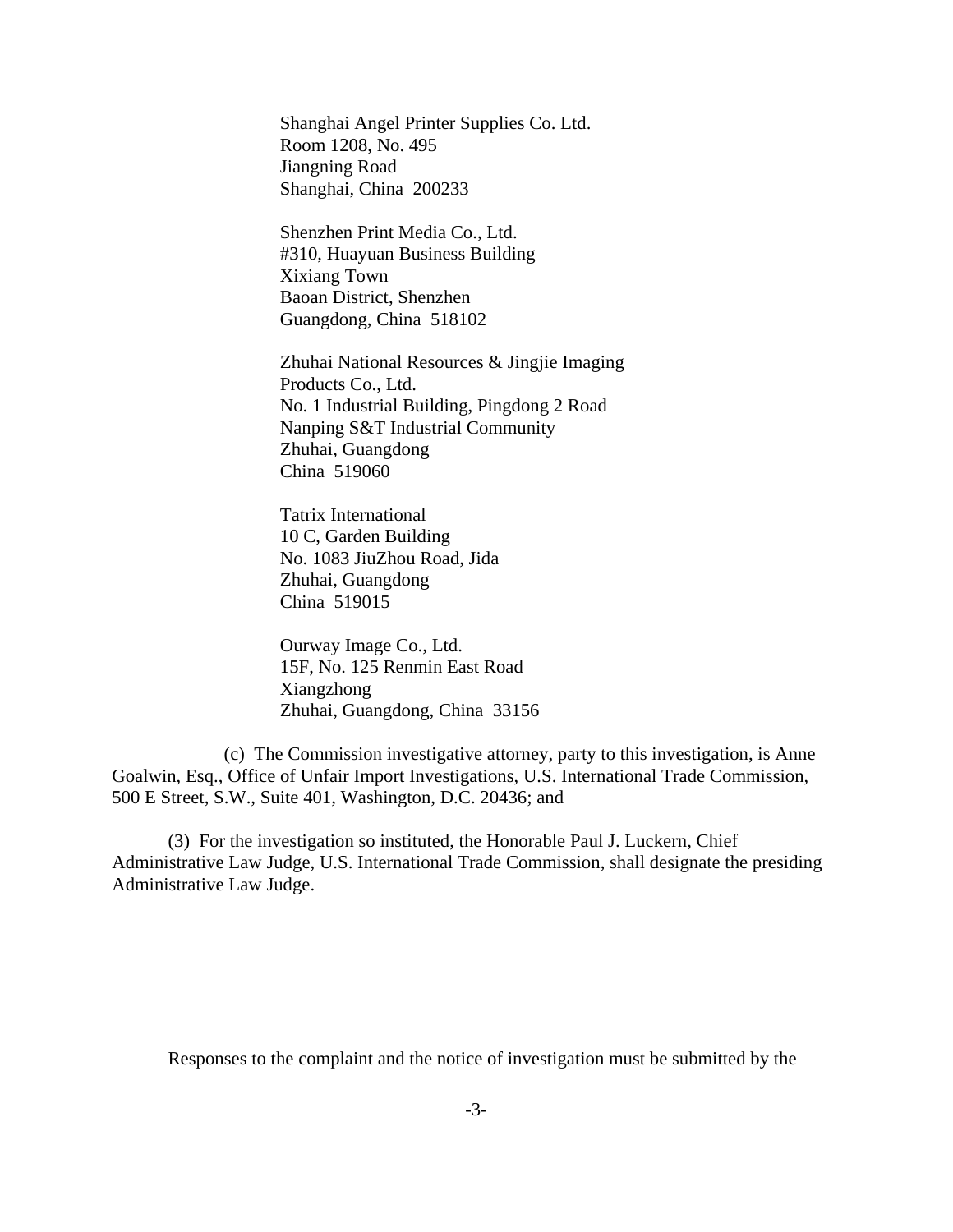Shanghai Angel Printer Supplies Co. Ltd.
Room 1208, No. 495
Jiangning Road
Shanghai, China 200233

Shenzhen Print Media Co., Ltd.
#310, Huayuan Business Building
Xixiang Town
Baoan District, Shenzhen
Guangdong, China 518102

Zhuhai National Resources & Jingjie Imaging
Products Co., Ltd.
No. 1 Industrial Building, Pingdong 2 Road
Nanping S&T Industrial Community
Zhuhai, Guangdong
China 519060

Tatrix International
10 C, Garden Building
No. 1083 JiuZhou Road, Jida
Zhuhai, Guangdong
China 519015

Ourway Image Co., Ltd.
15F, No. 125 Renmin East Road
Xiangzhong
Zhuhai, Guangdong, China 33156

(c) The Commission investigative attorney, party to this investigation, is Anne Goalwin, Esq., Office of Unfair Import Investigations, U.S. International Trade Commission, 500 E Street, S.W., Suite 401, Washington, D.C. 20436; and

(3) For the investigation so instituted, the Honorable Paul J. Luckern, Chief Administrative Law Judge, U.S. International Trade Commission, shall designate the presiding Administrative Law Judge.

Responses to the complaint and the notice of investigation must be submitted by the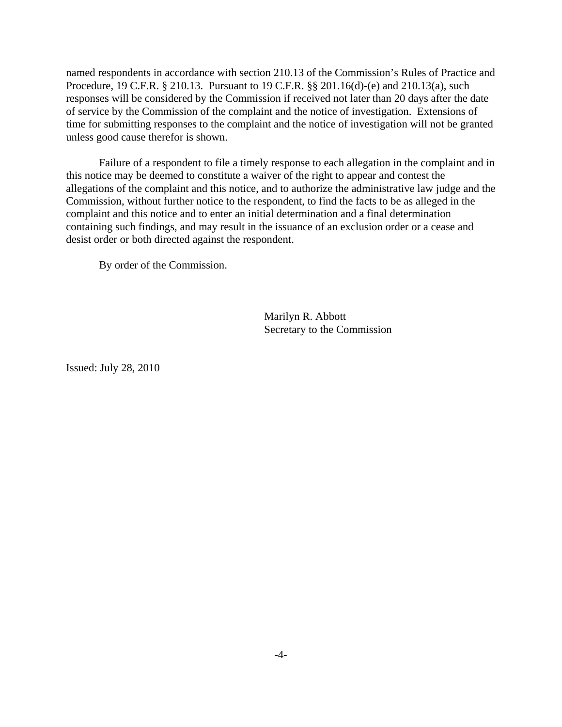named respondents in accordance with section 210.13 of the Commission's Rules of Practice and Procedure, 19 C.F.R. § 210.13. Pursuant to 19 C.F.R. §§ 201.16(d)-(e) and 210.13(a), such responses will be considered by the Commission if received not later than 20 days after the date of service by the Commission of the complaint and the notice of investigation. Extensions of time for submitting responses to the complaint and the notice of investigation will not be granted unless good cause therefor is shown.

Failure of a respondent to file a timely response to each allegation in the complaint and in this notice may be deemed to constitute a waiver of the right to appear and contest the allegations of the complaint and this notice, and to authorize the administrative law judge and the Commission, without further notice to the respondent, to find the facts to be as alleged in the complaint and this notice and to enter an initial determination and a final determination containing such findings, and may result in the issuance of an exclusion order or a cease and desist order or both directed against the respondent.

By order of the Commission.

Marilyn R. Abbott
Secretary to the Commission

Issued: July 28, 2010